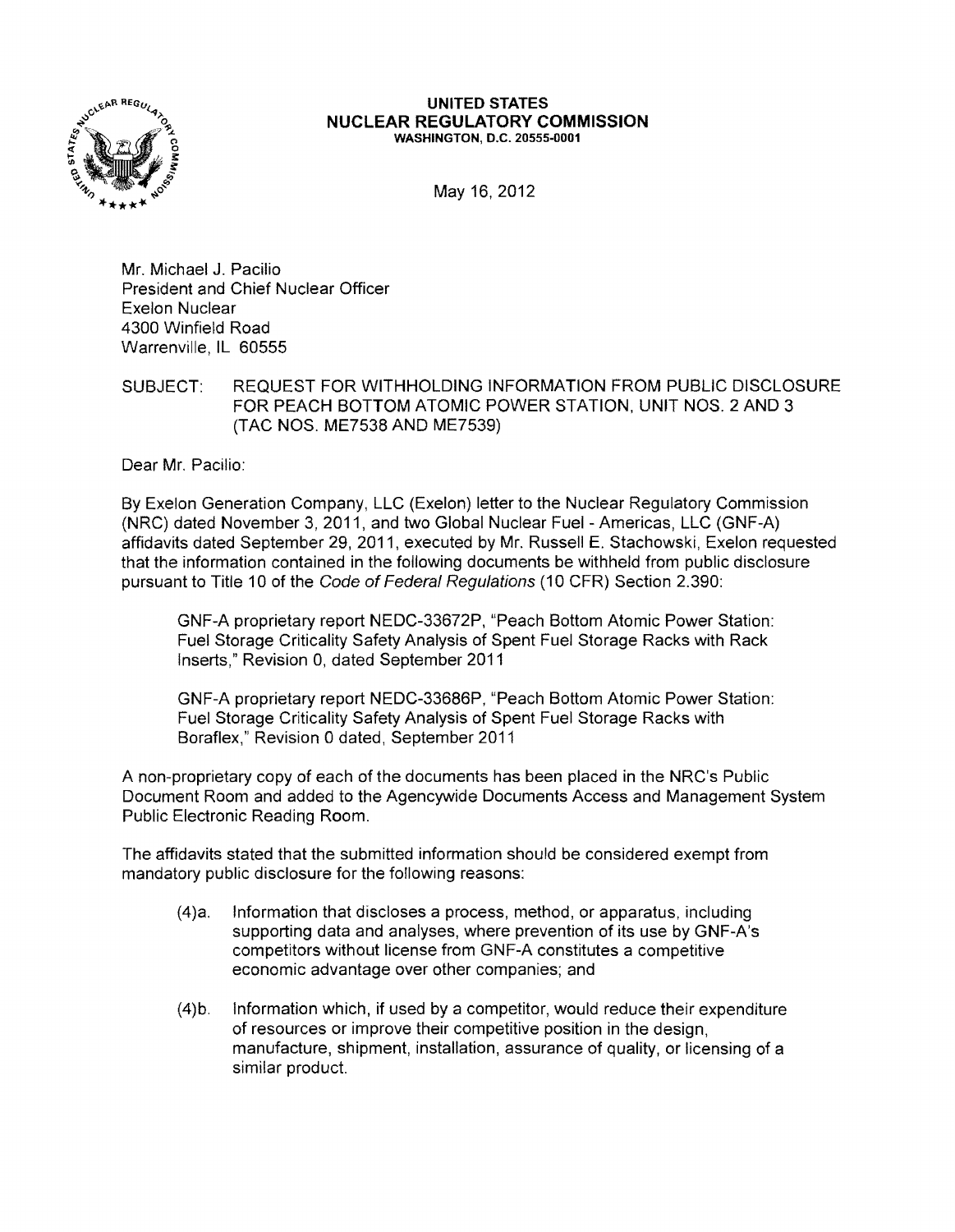**UNITED STATES**
**NUCLEAR REGULATORY COMMISSION**
WASHINGTON, D.C. 20555-0001

May 16, 2012

Mr. Michael J. Pacilio
President and Chief Nuclear Officer
Exelon Nuclear
4300 Winfield Road
Warrenville, IL 60555

SUBJECT: REQUEST FOR WITHHOLDING INFORMATION FROM PUBLIC DISCLOSURE FOR PEACH BOTTOM ATOMIC POWER STATION, UNIT NOS. 2 AND 3 (TAC NOS. ME7538 AND ME7539)

Dear Mr. Pacilio:

By Exelon Generation Company, LLC (Exelon) letter to the Nuclear Regulatory Commission (NRC) dated November 3, 2011, and two Global Nuclear Fuel - Americas, LLC (GNF-A) affidavits dated September 29, 2011, executed by Mr. Russell E. Stachowski, Exelon requested that the information contained in the following documents be withheld from public disclosure pursuant to Title 10 of the *Code of Federal Regulations* (10 CFR) Section 2.390:

> GNF-A proprietary report NEDC-33672P, "Peach Bottom Atomic Power Station: Fuel Storage Criticality Safety Analysis of Spent Fuel Storage Racks with Rack Inserts," Revision 0, dated September 2011
>
> GNF-A proprietary report NEDC-33686P, "Peach Bottom Atomic Power Station: Fuel Storage Criticality Safety Analysis of Spent Fuel Storage Racks with Boraflex," Revision 0 dated, September 2011

A non-proprietary copy of each of the documents has been placed in the NRC's Public Document Room and added to the Agencywide Documents Access and Management System Public Electronic Reading Room.

The affidavits stated that the submitted information should be considered exempt from mandatory public disclosure for the following reasons:

- (4)a. Information that discloses a process, method, or apparatus, including supporting data and analyses, where prevention of its use by GNF-A's competitors without license from GNF-A constitutes a competitive economic advantage over other companies; and

- (4)b. Information which, if used by a competitor, would reduce their expenditure of resources or improve their competitive position in the design, manufacture, shipment, installation, assurance of quality, or licensing of a similar product.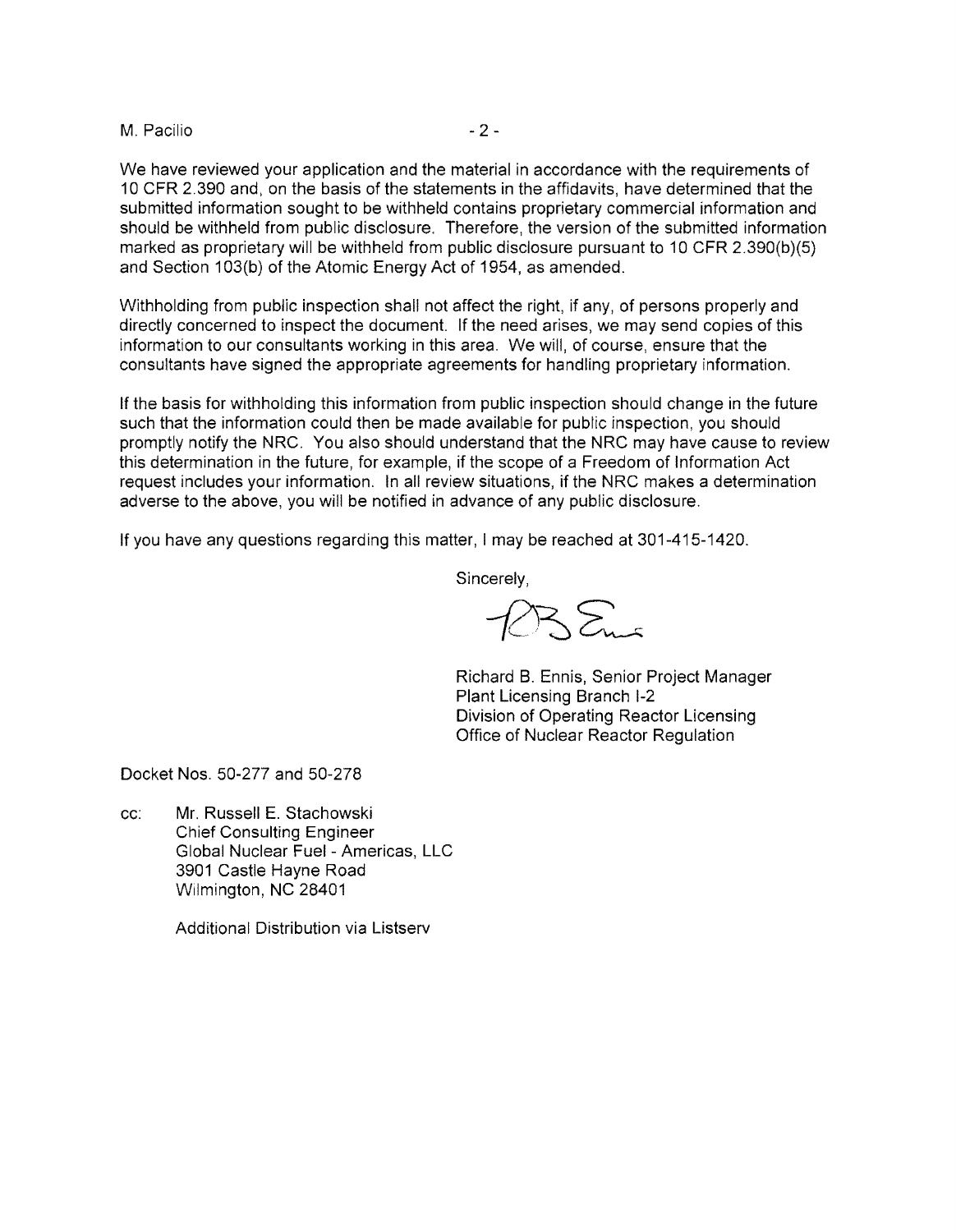We have reviewed your application and the material in accordance with the requirements of 10 CFR 2.390 and, on the basis of the statements in the affidavits, have determined that the submitted information sought to be withheld contains proprietary commercial information and should be withheld from public disclosure. Therefore, the version of the submitted information marked as proprietary will be withheld from public disclosure pursuant to 10 CFR 2.390(b)(5) and Section 103(b) of the Atomic Energy Act of 1954, as amended.

Withholding from public inspection shall not affect the right, if any, of persons properly and directly concerned to inspect the document. If the need arises, we may send copies of this information to our consultants working in this area. We will, of course, ensure that the consultants have signed the appropriate agreements for handling proprietary information.

If the basis for withholding this information from public inspection should change in the future such that the information could then be made available for public inspection, you should promptly notify the NRC. You also should understand that the NRC may have cause to review this determination in the future, for example, if the scope of a Freedom of Information Act request includes your information. In all review situations, if the NRC makes a determination adverse to the above, you will be notified in advance of any public disclosure.

If you have any questions regarding this matter, I may be reached at 301-415-1420.

Sincerely,

Richard B. Ennis, Senior Project Manager
Plant Licensing Branch I-2
Division of Operating Reactor Licensing
Office of Nuclear Reactor Regulation

Docket Nos. 50-277 and 50-278

cc: Mr. Russell E. Stachowski
Chief Consulting Engineer
Global Nuclear Fuel - Americas, LLC
3901 Castle Hayne Road
Wilmington, NC 28401

Additional Distribution via Listserv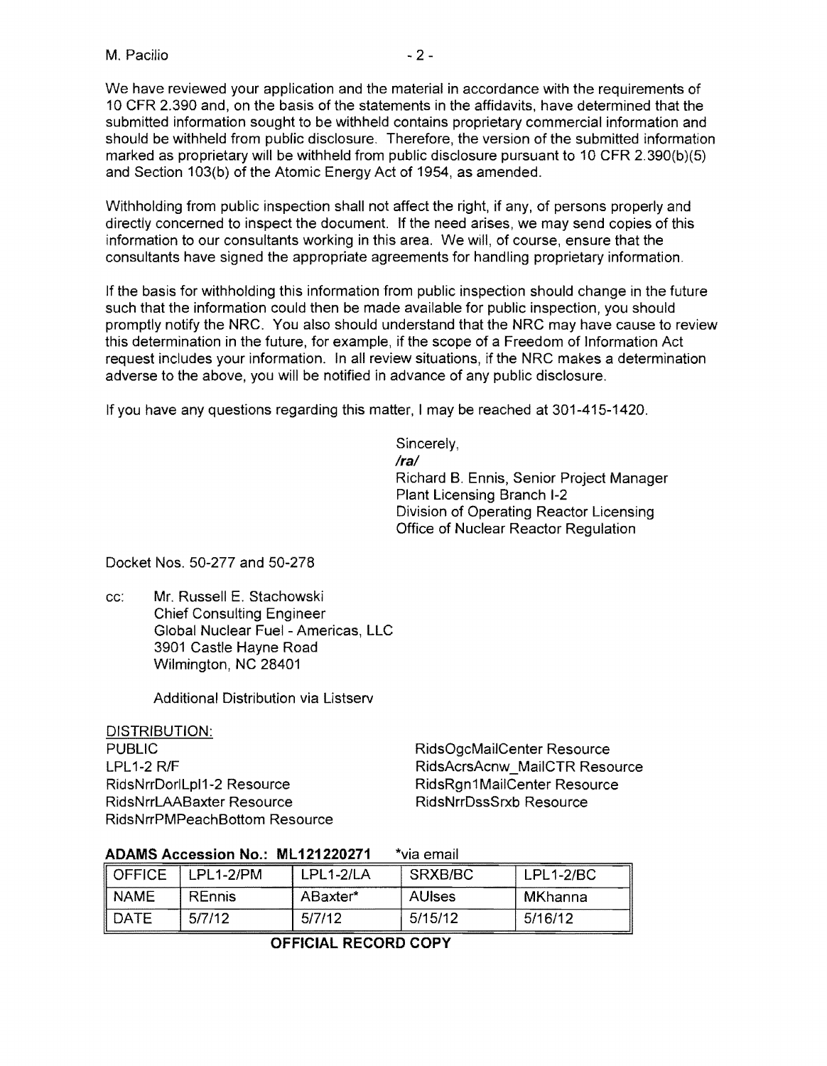We have reviewed your application and the material in accordance with the requirements of 10 CFR 2.390 and, on the basis of the statements in the affidavits, have determined that the submitted information sought to be withheld contains proprietary commercial information and should be withheld from public disclosure. Therefore, the version of the submitted information marked as proprietary will be withheld from public disclosure pursuant to 10 CFR 2.390(b)(5) and Section 103(b) of the Atomic Energy Act of 1954, as amended.

Withholding from public inspection shall not affect the right, if any, of persons properly and directly concerned to inspect the document. If the need arises, we may send copies of this information to our consultants working in this area. We will, of course, ensure that the consultants have signed the appropriate agreements for handling proprietary information.

If the basis for withholding this information from public inspection should change in the future such that the information could then be made available for public inspection, you should promptly notify the NRC. You also should understand that the NRC may have cause to review this determination in the future, for example, if the scope of a Freedom of Information Act request includes your information. In all review situations, if the NRC makes a determination adverse to the above, you will be notified in advance of any public disclosure.

If you have any questions regarding this matter, I may be reached at 301-415-1420.

Sincerely,

*/ra/*

Richard B. Ennis, Senior Project Manager
Plant Licensing Branch I-2
Division of Operating Reactor Licensing
Office of Nuclear Reactor Regulation

Docket Nos. 50-277 and 50-278

cc: Mr. Russell E. Stachowski
Chief Consulting Engineer
Global Nuclear Fuel - Americas, LLC
3901 Castle Hayne Road
Wilmington, NC 28401

Additional Distribution via Listserv

DISTRIBUTION:
PUBLIC
LPL1-2 R/F
RidsNrrDorlLpl1-2 Resource
RidsNrrLAABaxter Resource
RidsNrrPMPeachBottom Resource
RidsOgcMailCenter Resource
RidsAcrsAcnw_MailCTR Resource
RidsRgn1MailCenter Resource
RidsNrrDssSrxb Resource

**ADAMS Accession No.: ML121220271** *via email

| OFFICE | LPL1-2/PM | LPL1-2/LA | SRXB/BC | LPL1-2/BC |
|---|---|---|---|---|
| NAME | REnnis | ABaxter* | AUlses | MKhanna |
| DATE | 5/7/12 | 5/7/12 | 5/15/12 | 5/16/12 |

**OFFICIAL RECORD COPY**